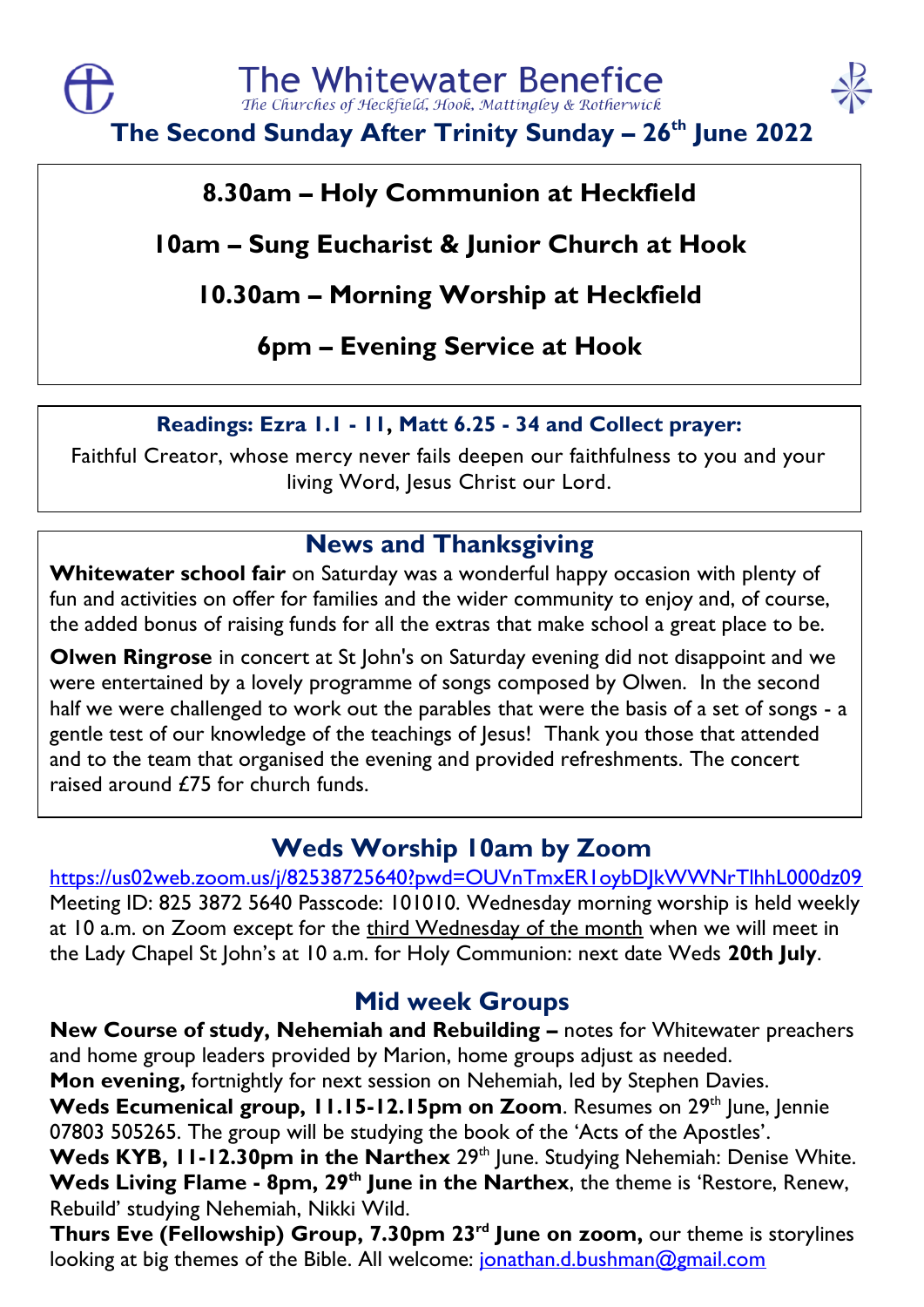# The Whitewater Benefice

*The Churches of Heckfield, Hook, Mattingley & Rotherwick*

## The Second Sunday After Trinity Sunday – 26th June 2022

**8.30am – Holy Communion at Heckfield**

**10am – Sung Eucharist & Junior Church at Hook**

**10.30am – Morning Worship at Heckfield**

**6pm – Evening Service at Hook**

**Readings: Ezra 1.1 - 11, Matt 6.25 - 34 and Collect prayer:**

Faithful Creator, whose mercy never fails deepen our faithfulness to you and your living Word, Jesus Christ our Lord.

## News and Thanksgiving

**Whitewater school fair** on Saturday was a wonderful happy occasion with plenty of fun and activities on offer for families and the wider community to enjoy and, of course, the added bonus of raising funds for all the extras that make school a great place to be.

**Olwen Ringrose** in concert at St John's on Saturday evening did not disappoint and we were entertained by a lovely programme of songs composed by Olwen. In the second half we were challenged to work out the parables that were the basis of a set of songs - a gentle test of our knowledge of the teachings of Jesus! Thank you those that attended and to the team that organised the evening and provided refreshments. The concert raised around £75 for church funds.

## Weds Worship 10am by Zoom

https://us02web.zoom.us/j/82538725640?pwd=OUVnTmxER1oybDJkWWNrTlhhL000dz09
Meeting ID: 825 3872 5640 Passcode: 101010. Wednesday morning worship is held weekly at 10 a.m. on Zoom except for the third Wednesday of the month when we will meet in the Lady Chapel St John's at 10 a.m. for Holy Communion: next date Weds **20th July**.

## Mid week Groups

**New Course of study, Nehemiah and Rebuilding –** notes for Whitewater preachers and home group leaders provided by Marion, home groups adjust as needed.

**Mon evening,** fortnightly for next session on Nehemiah, led by Stephen Davies.

**Weds Ecumenical group, 11.15-12.15pm on Zoom**. Resumes on 29th June, Jennie 07803 505265. The group will be studying the book of the 'Acts of the Apostles'.

**Weds KYB, 11-12.30pm in the Narthex** 29th June. Studying Nehemiah: Denise White.

**Weds Living Flame - 8pm, 29th June in the Narthex**, the theme is 'Restore, Renew, Rebuild' studying Nehemiah, Nikki Wild.

**Thurs Eve (Fellowship) Group, 7.30pm 23rd June on zoom,** our theme is storylines looking at big themes of the Bible. All welcome: jonathan.d.bushman@gmail.com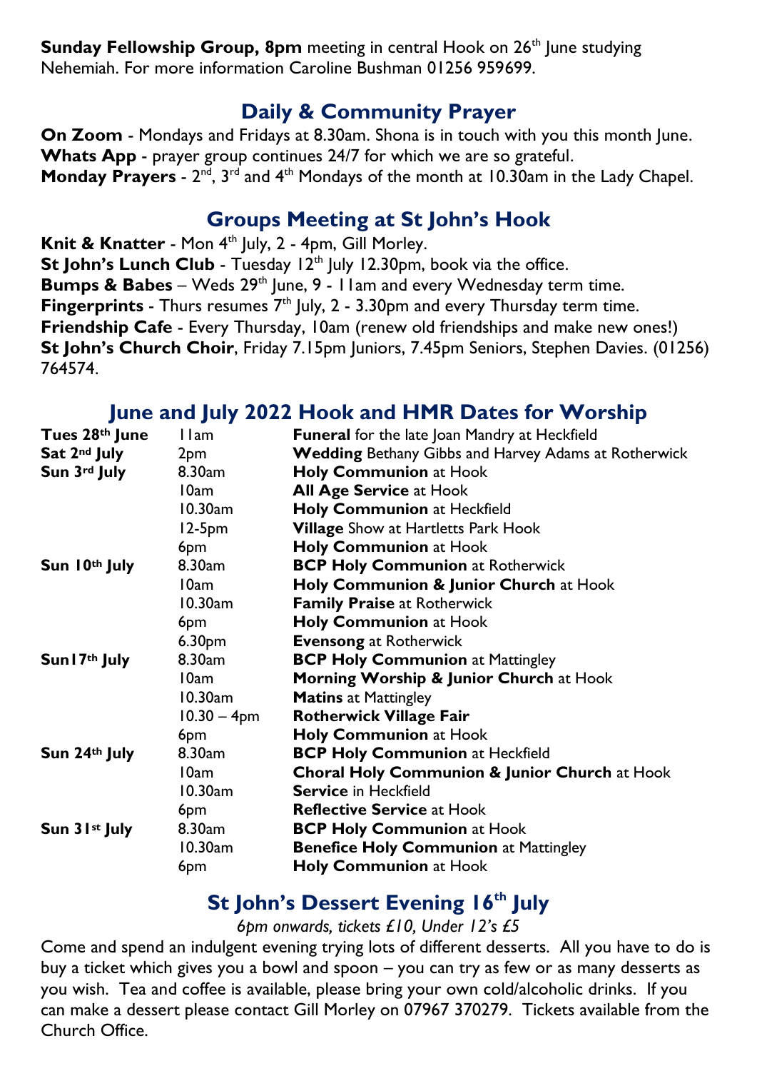**Sunday Fellowship Group, 8pm** meeting in central Hook on 26th June studying Nehemiah. For more information Caroline Bushman 01256 959699.

## Daily & Community Prayer

**On Zoom** - Mondays and Fridays at 8.30am. Shona is in touch with you this month June.
**Whats App** - prayer group continues 24/7 for which we are so grateful.
**Monday Prayers** - 2nd, 3rd and 4th Mondays of the month at 10.30am in the Lady Chapel.

## Groups Meeting at St John's Hook

**Knit & Knatter** - Mon 4th July, 2 - 4pm, Gill Morley.
**St John's Lunch Club** - Tuesday 12th July 12.30pm, book via the office.
**Bumps & Babes** – Weds 29th June, 9 - 11am and every Wednesday term time.
**Fingerprints** - Thurs resumes 7th July, 2 - 3.30pm and every Thursday term time.
**Friendship Cafe** - Every Thursday, 10am (renew old friendships and make new ones!)
**St John's Church Choir**, Friday 7.15pm Juniors, 7.45pm Seniors, Stephen Davies. (01256) 764574.

## June and July 2022 Hook and HMR Dates for Worship

| | | |
|---|---|---|
| **Tues 28th June** | 11am | **Funeral** for the late Joan Mandry at Heckfield |
| **Sat 2nd July** | 2pm | **Wedding** Bethany Gibbs and Harvey Adams at Rotherwick |
| **Sun 3rd July** | 8.30am | **Holy Communion** at Hook |
| | 10am | **All Age Service** at Hook |
| | 10.30am | **Holy Communion** at Heckfield |
| | 12-5pm | **Village** Show at Hartletts Park Hook |
| | 6pm | **Holy Communion** at Hook |
| **Sun 10th July** | 8.30am | **BCP Holy Communion** at Rotherwick |
| | 10am | **Holy Communion & Junior Church** at Hook |
| | 10.30am | **Family Praise** at Rotherwick |
| | 6pm | **Holy Communion** at Hook |
| | 6.30pm | **Evensong** at Rotherwick |
| **Sun17th July** | 8.30am | **BCP Holy Communion** at Mattingley |
| | 10am | **Morning Worship & Junior Church** at Hook |
| | 10.30am | **Matins** at Mattingley |
| | 10.30 – 4pm | **Rotherwick Village Fair** |
| | 6pm | **Holy Communion** at Hook |
| **Sun 24th July** | 8.30am | **BCP Holy Communion** at Heckfield |
| | 10am | **Choral Holy Communion & Junior Church** at Hook |
| | 10.30am | **Service** in Heckfield |
| | 6pm | **Reflective Service** at Hook |
| **Sun 31st July** | 8.30am | **BCP Holy Communion** at Hook |
| | 10.30am | **Benefice Holy Communion** at Mattingley |
| | 6pm | **Holy Communion** at Hook |

## St John's Dessert Evening 16th July

*6pm onwards, tickets £10, Under 12's £5*

Come and spend an indulgent evening trying lots of different desserts. All you have to do is buy a ticket which gives you a bowl and spoon – you can try as few or as many desserts as you wish. Tea and coffee is available, please bring your own cold/alcoholic drinks. If you can make a dessert please contact Gill Morley on 07967 370279. Tickets available from the Church Office.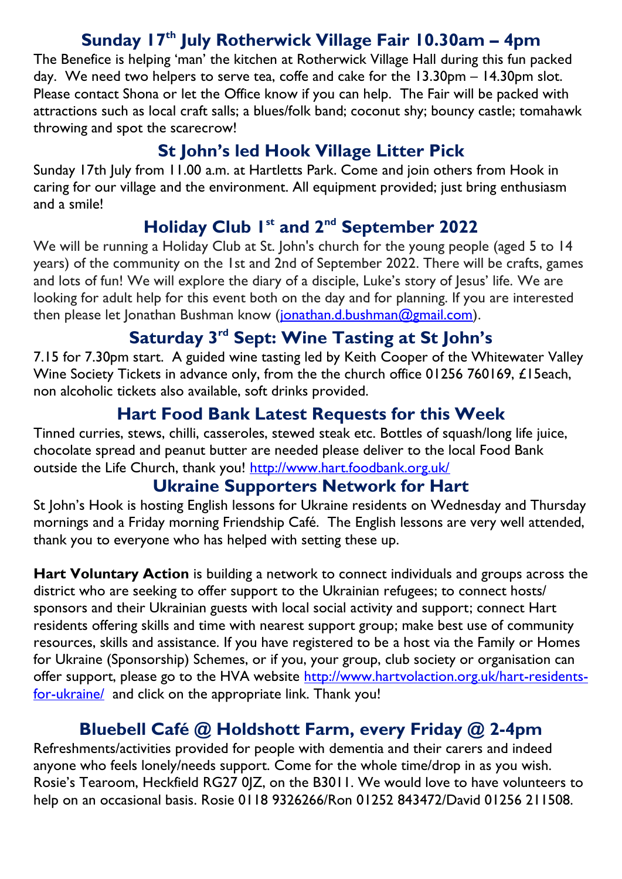## Sunday 17th July Rotherwick Village Fair 10.30am – 4pm

The Benefice is helping 'man' the kitchen at Rotherwick Village Hall during this fun packed day. We need two helpers to serve tea, coffe and cake for the 13.30pm – 14.30pm slot. Please contact Shona or let the Office know if you can help. The Fair will be packed with attractions such as local craft salls; a blues/folk band; coconut shy; bouncy castle; tomahawk throwing and spot the scarecrow!

## St John's led Hook Village Litter Pick

Sunday 17th July from 11.00 a.m. at Hartletts Park. Come and join others from Hook in caring for our village and the environment. All equipment provided; just bring enthusiasm and a smile!

## Holiday Club 1st and 2nd September 2022

We will be running a Holiday Club at St. John's church for the young people (aged 5 to 14 years) of the community on the 1st and 2nd of September 2022. There will be crafts, games and lots of fun! We will explore the diary of a disciple, Luke's story of Jesus' life. We are looking for adult help for this event both on the day and for planning. If you are interested then please let Jonathan Bushman know (jonathan.d.bushman@gmail.com).

## Saturday 3rd Sept: Wine Tasting at St John's

7.15 for 7.30pm start. A guided wine tasting led by Keith Cooper of the Whitewater Valley Wine Society Tickets in advance only, from the the church office 01256 760169, £15each, non alcoholic tickets also available, soft drinks provided.

## Hart Food Bank Latest Requests for this Week

Tinned curries, stews, chilli, casseroles, stewed steak etc. Bottles of squash/long life juice, chocolate spread and peanut butter are needed please deliver to the local Food Bank outside the Life Church, thank you! http://www.hart.foodbank.org.uk/

## Ukraine Supporters Network for Hart

St John's Hook is hosting English lessons for Ukraine residents on Wednesday and Thursday mornings and a Friday morning Friendship Café. The English lessons are very well attended, thank you to everyone who has helped with setting these up.

**Hart Voluntary Action** is building a network to connect individuals and groups across the district who are seeking to offer support to the Ukrainian refugees; to connect hosts/ sponsors and their Ukrainian guests with local social activity and support; connect Hart residents offering skills and time with nearest support group; make best use of community resources, skills and assistance. If you have registered to be a host via the Family or Homes for Ukraine (Sponsorship) Schemes, or if you, your group, club society or organisation can offer support, please go to the HVA website http://www.hartvolaction.org.uk/hart-residents-for-ukraine/ and click on the appropriate link. Thank you!

## Bluebell Café @ Holdshott Farm, every Friday @ 2-4pm

Refreshments/activities provided for people with dementia and their carers and indeed anyone who feels lonely/needs support. Come for the whole time/drop in as you wish. Rosie's Tearoom, Heckfield RG27 0JZ, on the B3011. We would love to have volunteers to help on an occasional basis. Rosie 0118 9326266/Ron 01252 843472/David 01256 211508.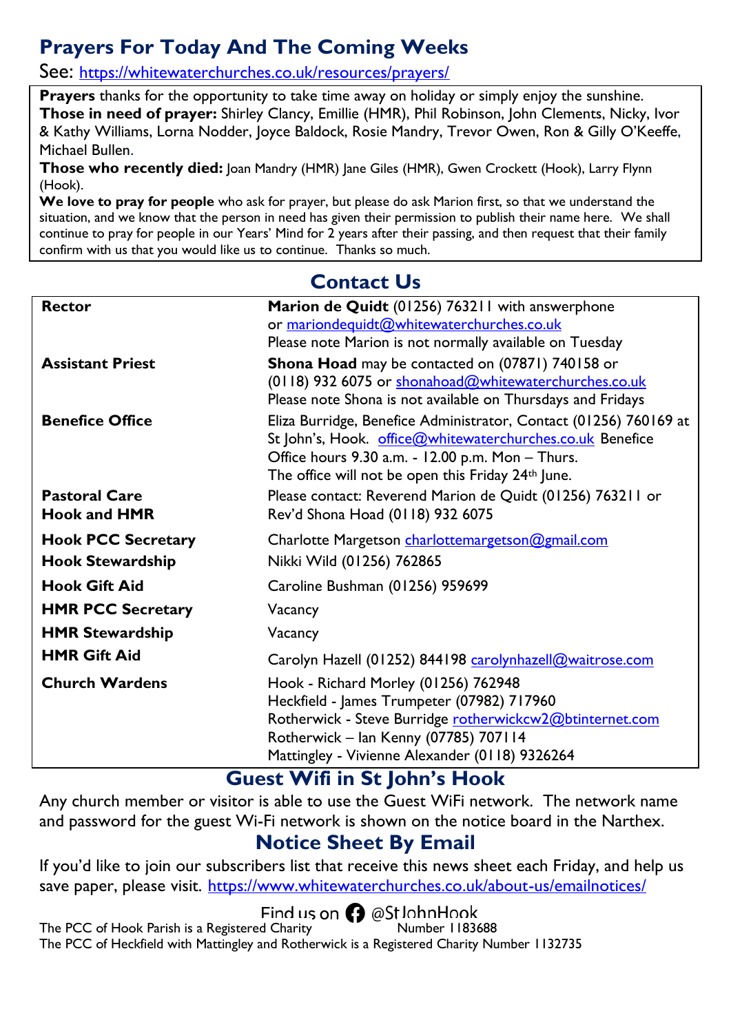## Prayers For Today And The Coming Weeks

See: https://whitewaterchurches.co.uk/resources/prayers/

**Prayers** thanks for the opportunity to take time away on holiday or simply enjoy the sunshine.
**Those in need of prayer:** Shirley Clancy, Emillie (HMR), Phil Robinson, John Clements, Nicky, Ivor & Kathy Williams, Lorna Nodder, Joyce Baldock, Rosie Mandry, Trevor Owen, Ron & Gilly O'Keeffe, Michael Bullen.
**Those who recently died:** Joan Mandry (HMR) Jane Giles (HMR), Gwen Crockett (Hook), Larry Flynn (Hook).
**We love to pray for people** who ask for prayer, but please do ask Marion first, so that we understand the situation, and we know that the person in need has given their permission to publish their name here. We shall continue to pray for people in our Years' Mind for 2 years after their passing, and then request that their family confirm with us that you would like us to continue. Thanks so much.

## Contact Us

| | |
|---|---|
| **Rector** | **Marion de Quidt** (01256) 763211 with answerphone or mariondequidt@whitewaterchurches.co.uk Please note Marion is not normally available on Tuesday |
| **Assistant Priest** | **Shona Hoad** may be contacted on (07871) 740158 or (0118) 932 6075 or shonahoad@whitewaterchurches.co.uk Please note Shona is not available on Thursdays and Fridays |
| **Benefice Office** | Eliza Burridge, Benefice Administrator, Contact (01256) 760169 at St John's, Hook. office@whitewaterchurches.co.uk Benefice Office hours 9.30 a.m. - 12.00 p.m. Mon – Thurs. The office will not be open this Friday 24th June. |
| **Pastoral Care Hook and HMR** | Please contact: Reverend Marion de Quidt (01256) 763211 or Rev'd Shona Hoad (0118) 932 6075 |
| **Hook PCC Secretary** | Charlotte Margetson charlottemargetson@gmail.com |
| **Hook Stewardship** | Nikki Wild (01256) 762865 |
| **Hook Gift Aid** | Caroline Bushman (01256) 959699 |
| **HMR PCC Secretary** | Vacancy |
| **HMR Stewardship** | Vacancy |
| **HMR Gift Aid** | Carolyn Hazell (01252) 844198 carolynhazell@waitrose.com |
| **Church Wardens** | Hook - Richard Morley (01256) 762948<br>Heckfield - James Trumpeter (07982) 717960<br>Rotherwick - Steve Burridge rotherwickcw2@btinternet.com<br>Rotherwick – Ian Kenny (07785) 707114<br>Mattingley - Vivienne Alexander (0118) 9326264 |

## Guest Wifi in St John's Hook

Any church member or visitor is able to use the Guest WiFi network. The network name and password for the guest Wi-Fi network is shown on the notice board in the Narthex.

## Notice Sheet By Email

If you'd like to join our subscribers list that receive this news sheet each Friday, and help us save paper, please visit. https://www.whitewaterchurches.co.uk/about-us/emailnotices/

Find us on @StJohnHook

The PCC of Hook Parish is a Registered Charity Number 1183688
The PCC of Heckfield with Mattingley and Rotherwick is a Registered Charity Number 1132735